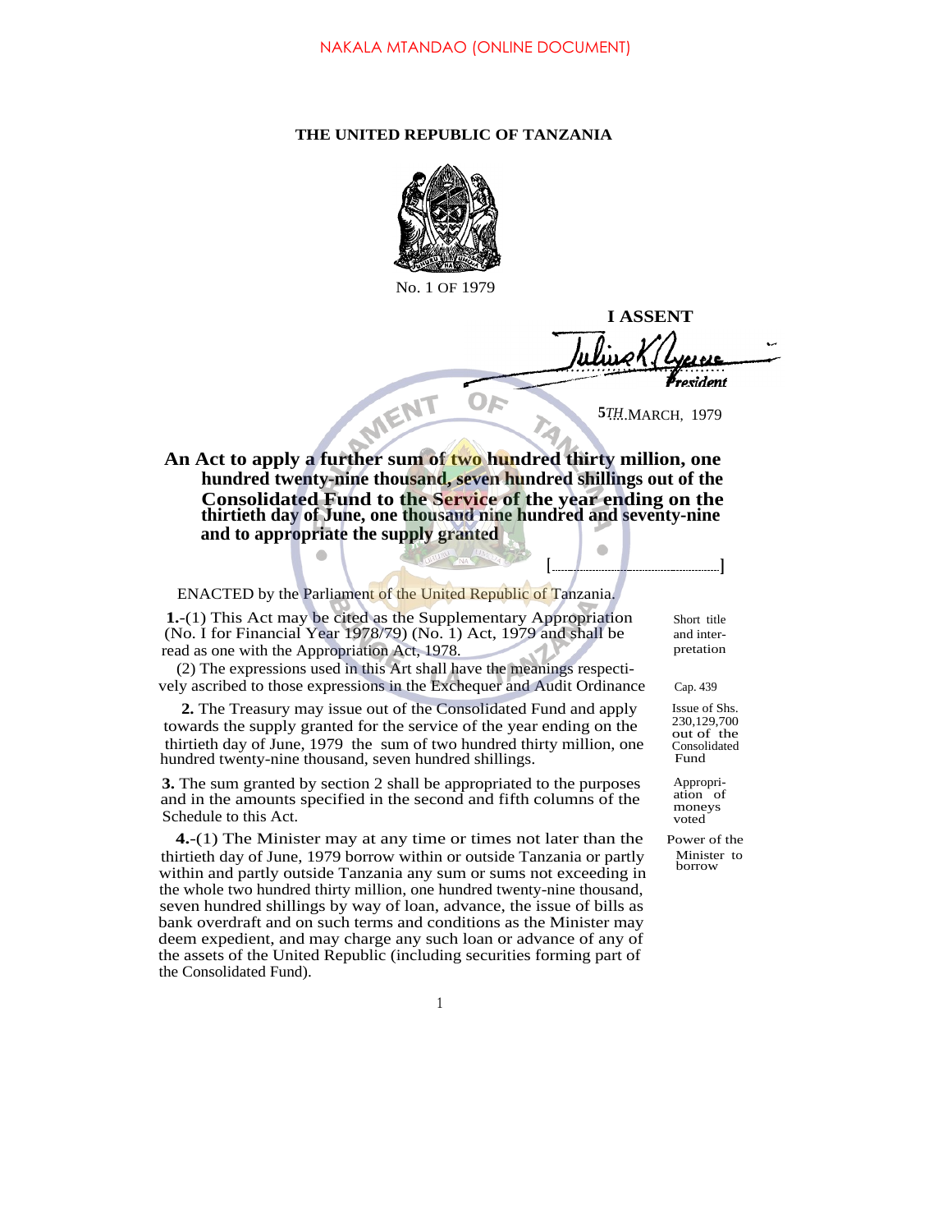NAKALA MTANDAO (ONLINE DOCUMENT)

**THE UNITED REPUBLIC OF TANZANIA**

No. 1 OF 1979

**I ASSENT**

President

5TH MARCH, 1979

**An Act to apply a further sum of two hundred thirty million, one hundred twenty-nine thousand, seven hundred shillings out of the Consolidated Fund to the Service of the year ending on the thirtieth day of June, one thousand nine hundred and seventy-nine and to appropriate the supply granted**

[..................................]

ENACTED by the Parliament of the United Republic of Tanzania.

Short title and interpretation

**1.**-(1) This Act may be cited as the Supplementary Appropriation (No. I for Financial Year 1978/79) (No. 1) Act, 1979 and shall be read as one with the Appropriation Act, 1978.

Cap. 439

(2) The expressions used in this Art shall have the meanings respectively ascribed to those expressions in the Exchequer and Audit Ordinance

Issue of Shs. 230,129,700 out of the Consolidated Fund

**2.** The Treasury may issue out of the Consolidated Fund and apply towards the supply granted for the service of the year ending on the thirtieth day of June, 1979 the sum of two hundred thirty million, one hundred twenty-nine thousand, seven hundred shillings.

Appropriation of moneys voted

**3.** The sum granted by section 2 shall be appropriated to the purposes and in the amounts specified in the second and fifth columns of the Schedule to this Act.

Power of the Minister to borrow

**4.**-(1) The Minister may at any time or times not later than the thirtieth day of June, 1979 borrow within or outside Tanzania or partly within and partly outside Tanzania any sum or sums not exceeding in the whole two hundred thirty million, one hundred twenty-nine thousand, seven hundred shillings by way of loan, advance, the issue of bills as bank overdraft and on such terms and conditions as the Minister may deem expedient, and may charge any such loan or advance of any of the assets of the United Republic (including securities forming part of the Consolidated Fund).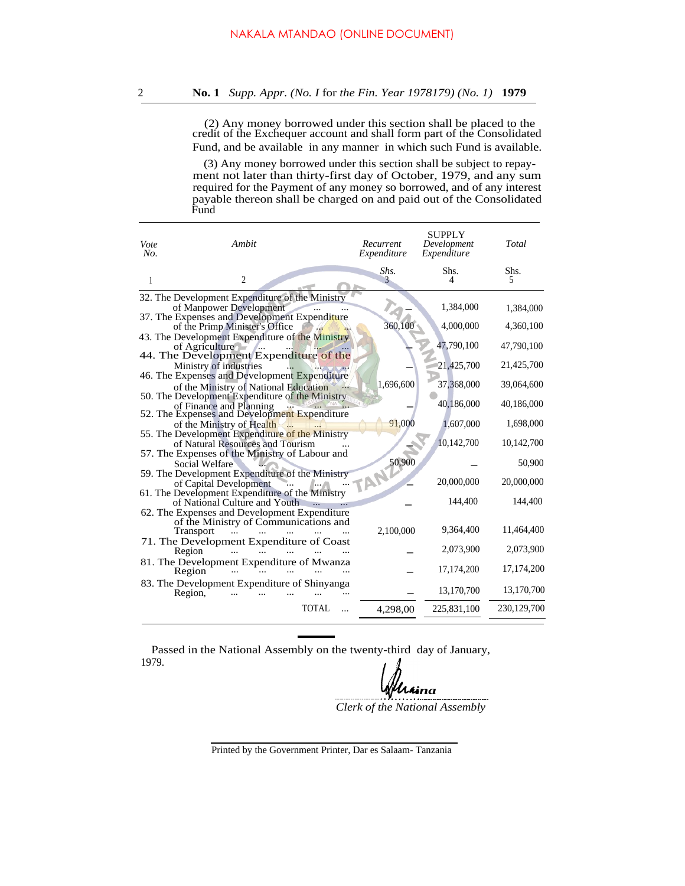NAKALA MTANDAO (ONLINE DOCUMENT)

(2) Any money borrowed under this section shall be placed to the credit of the Exchequer account and shall form part of the Consolidated Fund, and be available in any manner in which such Fund is available.

(3) Any money borrowed under this section shall be subject to repayment not later than thirty-first day of October, 1979, and any sum required for the Payment of any money so borrowed, and of any interest payable thereon shall be charged on and paid out of the Consolidated Fund

| Vote No. | Ambit | SUPPLY | | |
|---|---|---|---|---|
| | | Recurrent Expenditure | Development Expenditure | Total |
| | | Shs. | Shs. | Shs. |
| 1 | 2 | 3 | 4 | 5 |
| 32. | The Development Expenditure of the Ministry of Manpower Development ... ... | — | 1,384,000 | 1,384,000 |
| 37. | The Expenses and Development Expenditure of the Primp Minister's Office ... ... | 360,100 | 4,000,000 | 4,360,100 |
| 43. | The Development Expenditure of the Ministry of Agriculture ... ... ... ... | — | 47,790,100 | 47,790,100 |
| 44. | The Development Expenditure of the Ministry of industries ... ... ... | — | 21,425,700 | 21,425,700 |
| 46. | The Expenses and Development Expenditure of the Ministry of National Education ... | 1,696,600 | 37,368,000 | 39,064,600 |
| 50. | The Development Expenditure of the Ministry of Finance and Planning ... ... ... | — | 40,186,000 | 40,186,000 |
| 52. | The Expenses and Development Expenditure of the Ministry of Health ... ... | 91,000 | 1,607,000 | 1,698,000 |
| 55. | The Development Expenditure of the Ministry of Natural Resources and Tourism ... | — | 10,142,700 | 10,142,700 |
| 57. | The Expenses of the Ministry of Labour and Social Welfare ... | 50,900 | — | 50,900 |
| 59. | The Development Expenditure of the Ministry of Capital Development ... ... ... | — | 20,000,000 | 20,000,000 |
| 61. | The Development Expenditure of the Ministry of National Culture and Youth ... ... | — | 144,400 | 144,400 |
| 62. | The Expenses and Development Expenditure of the Ministry of Communications and Transport ... ... ... ... ... | 2,100,000 | 9,364,400 | 11,464,400 |
| 71. | The Development Expenditure of Coast Region ... ... ... ... ... | — | 2,073,900 | 2,073,900 |
| 81. | The Development Expenditure of Mwanza Region ... ... ... ... ... | — | 17,174,200 | 17,174,200 |
| 83. | The Development Expenditure of Shinyanga Region, ... ... ... ... ... | — | 13,170,700 | 13,170,700 |
| | TOTAL ... | 4,298,00 | 225,831,100 | 230,129,700 |

Passed in the National Assembly on the twenty-third day of January, 1979.

Msina

*Clerk of the National Assembly*

Printed by the Government Printer, Dar es Salaam- Tanzania